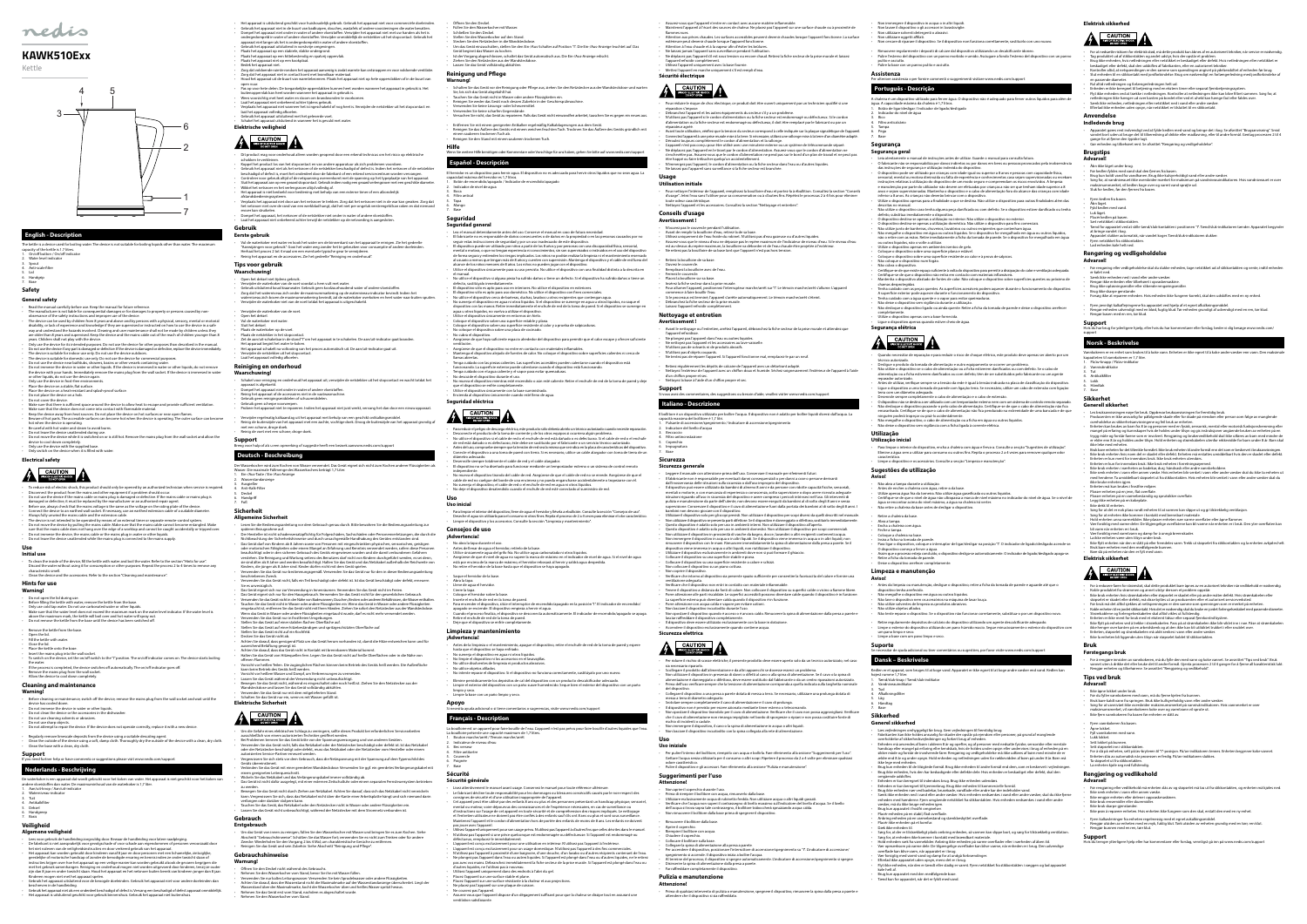# nedis

## KAWK510Exx

Kettle

1. On/off button / On/off indicator
2. Water level indicator
3. Lid
4. Spout
5. Anti-scale filter
6. Base
7. Handgrip

## English - Description

The kettle is a device used for boiling water. The device is not suitable for boiling liquids other than water. The maximum capacity of the kettle is 1.7 litres.

1. On/off button / On/off indicator
2. Water level indicator
3. Lid
4. Spout
5. Anti-scale filter
6. Handgrip
7. Base

## Safety

### General safety

- Read the manual carefully before use. Keep the manual for future reference.
- The manufacturer is not liable for any damage caused by improper use of the device.
- Only use the device for its intended purpose.
- The device can be used by children from 8 years and above and by persons with a physical, sensory, mental or motorial disability, or lack of experience and knowledge if they are supervised or instructed on how to use the device in a safe way and understand the hazards involved. Cleaning and user maintenance shall not be made by children unless they are older than 8 years and supervised. Keep the device and its mains cable out of the reach of children younger than 8 years. Children shall not play with the device.
- Do not use the device if it is damaged or defective.
- The device is suitable for indoor use only. Do not use the device outdoors.
- The device is suitable for domestic use only. Do not use the device for commercial purposes.
- Do not use the device near bathtubs, showers, basins or other vessels containing water.
- Do not immerse the device in water or other liquids. If the device is immersed in water or other liquids, do not remove the device with your hands. Immediately remove the mains plug from the wall outlet. If the device is immersed in water or other liquids, do not use the device again.
- Only use the device in fresh water environments.
- Place the device on a stable, flat surface.
- Place the device on a heat-resistant and splash-proof surface.
- Do not place the device near a hob.
- Do not cover the device.
- Make sure that there is sufficient space around the device to allow heat to escape and provide sufficient ventilation.
- Make sure that the device does not come into contact with flammable material.
- Keep the device away from heat sources. Do not place the device on hot surfaces or near open flames.
- Beware of hot parts. The accessible surfaces can become hot when the device is operating. The outer surface can become hot when the device is operating.
- Be careful with hot water and steam to avoid burns.
- Do not leave the device unattended during use.
- Do not move the device while it is switched on or is still hot. Remove the mains plug from the wall outlet and allow the device to cool down completely.
- Only use the device with the supplied base.
- Only switch on the device when it is filled with water.

### Electrical safety

- To reduce risk of electric shock, this product should only be opened by an authorized technician when service is required.
- Disconnect the product from the mains and other equipment if a problem should occur.
- Do not use the device if the mains cable or mains plug is damaged or defective. If the mains cable or mains plug is damaged or defective, it must be replaced by the manufacturer or an authorized repair agent.
- Before use, always check that the mains voltage is the same as the voltage on the rating plate of the device.
- Connect the device to an earthed wall outlet. If necessary use an earthed extension cable of a suitable diameter. Always fully unwind the mains cable and the extension cable.
- The device is not intended to be operated by means of an external timer or separate remote-control system.
- Do not remove the device by pulling the mains cable. Make sure that the mains cable cannot become entangled. Make sure the mains cable does not hang over the edge of a worktop and cannot be caught accidentally or tripped over.
- Do not immerse the device, the mains cable or the mains plug in water or other liquids.
- Do not touch the device unattended while the mains plug is connected to the mains supply.

## Use

### Initial use

- To clean the inside of the device, fill the kettle with water and boil it. Discard the water. Repeat this procedure 2 to 3 times to remove any characteristic smell.
- Clean the device and the accessories. Refer to the section "Cleaning and maintenance".

### Hints for use

**Warning!**

- Do not open the lid during use.
- Before filling the kettle with water, remove the kettle from the base.
- Only use tap water. Do not use carbonated water or other liquids.
- Make sure that the water level does not exceed the maximum mark on the water level indicator. If the water level is above the maximum mark, the kettle will boil over and hot water will spray out.
- Do not remove the kettle from the base until the device has been switched off.

1. Remove the kettle from the base.
2. Open the lid.
3. Fill the kettle with water.
4. Close the lid.
5. Place the kettle onto the base.
6. Insert the mains plug into the wall socket.
7. To switch on the device, set the on/off switch to the "I" position. The on/off indicator comes on. The device starts boiling the water.
8. If the process is completed, the device switches off automatically. The on/off indicator goes off.
9. Remove the mains plug from the wall socket.
10. Allow the device to cool down completely.

## Cleaning and maintenance

**Warning!**

- Before cleaning or maintenance, switch off the device, remove the mains plug from the wall socket and wait until the device has cooled down.
- Do not immerse the device in water or other liquids.
- Do not clean the device or the accessories in the dishwasher.
- Do not use cleaning solvents or abrasives.
- Do not use sharp objects.
- Do not attempt to repair the device. If the device does not operate correctly, replace it with a new device.

- Regularly remove limescale deposits from the device using a suitable descaling agent.
- Clean the outside of the device using a soft, damp cloth. Thoroughly dry the outside of the device with a clean, dry cloth.
- Clean the base with a dry cloth.

## Support

If you need further help or have comments or suggestions please visit www.nedis.com/support

## Nederlands - Beschrijving

De waterkoker is een apparaat dat gebruikt wordt voor het koken van water. Het apparaat is niet geschikt voor het koken van andere vloeistoffen dan water. De maximumcapaciteit van de waterkoker is 1,7 liter.

1. Aan/uit-knop / Aan/uit-indicator
2. Waterniveau-indicator
3. Deksel
4. Tuit
5. Antikalkfilter
6. Handgreep
7. Basis

## Veiligheid

### Algemene veiligheid

### Elektrische veiligheid

## Gebruik

### Eerste gebruik

### Tips voor gebruik

**Waarschuwing!**

## Reiniging en onderhoud

**Waarschuwing!**

## Support

Mocht u verdere hulp nodig hebben of heeft u opmerkingen of suggesties, ga dan naar www.nedis.com/support

## Deutsch - Beschreibung

Der Wasserkocher wird zum Kochen von Wasser verwendet. Das Gerät eignet sich nicht zum Kochen anderer Flüssigkeiten als Wasser. Die maximale Füllmenge des Wasserkochers beträgt 1,7 Liter.

1. Ein-/Aus-Taste / Ein-/Aus-Anzeige
2. Wasserstandsanzeige
3. Deckel
4. Ausguss
5. Kalkfilter
6. Handgriff
7. Sockel

## Sicherheit

### Allgemeine Sicherheit

### Elektrische Sicherheit

## Gebrauch

### Erstgebrauch

### Gebrauchshinweise

**Warnung!**

## Reinigung und Pflege

**Warnung!**

## Hilfe

Wenn Sie weitere Hilfe benötigen oder Kommentare oder Vorschläge für uns haben, gehen Sie bitte auf www.nedis.com/support

## Español - Descripción

El hervidor es un dispositivo que se usa para hervir agua. El dispositivo no es adecuado para hervir otros líquidos que no sean agua. La capacidad máxima del hervidor es 1,7 litros.

1. Botón de encendido/apagado / Indicador de encendido/apagado
2. Indicador de nivel de agua
3. Tapa
4. Boca
5. Filtro antical
6. Mango
7. Base

## Seguridad

### Seguridad general

### Seguridad eléctrica

## Uso

### Uso inicial

### Consejos de uso

**¡Advertencia!**

## Limpieza y mantenimiento

**¡Advertencia!**

## Apoyo

Si necesita más ayuda o tiene comentarios o sugerencias, visite www.nedis.com/support

## Français - Description

La bouilloire est un appareil pour faire bouillir de l'eau. L'appareil n'est pas prévu pour faire bouillir d'autres liquides que l'eau. La capacité maximale de la bouilloire est de 1,7 litre.

1. Bouton marche/arrêt / Témoin marche/arrêt
2. Indicateur de niveau d'eau
3. Couvercle
4. Bec verseur
5. Filtre antitartre
6. Poignée
7. Base

## Sécurité

### Sécurité générale

### Sécurité électrique

## Usage

### Utilisation initiale

### Conseils d'usage

**Avertissement !**

## Nettoyage et entretien

**Avertissement !**

## Support

Si vous avez des commentaires, des suggestions ou besoin d'aide, veuillez visiter www.nedis.com/support

## Italiano - Descrizione

Il bollitore è un dispositivo utilizzato per bollire l'acqua. Il dispositivo non è adatto per bollire liquidi diversi dall'acqua. La capacità massima del bollitore è 1,7 litri.

1. Pulsante di accensione/spegnimento / Indicatore di accensione/spegnimento
2. Indicatore del livello di acqua
3. Coperchio
4. Beccuccio
5. Filtro anticalcare
6. Impugnatura
7. Base

## Sicurezza

### Sicurezza generale

### Sicurezza elettrica

## Uso

### Uso iniziale

### Suggerimenti per l'uso

**Attenzione!**

## Pulizia e manutenzione

**Attenzione!**

## Assistenza

Per ulteriore assistenza o per fornire commenti o suggerimenti visitare www.nedis.com/support

## Português - Descrição

A chaleira é um dispositivo utilizado para ferver água. O dispositivo não é adequado para ferver outros líquidos para além de água. A capacidade máxima da chaleira é 1,7 litros.

1. Botão ligar/desligar / Indicador de ligado/desligado
2. Indicador do nível de água
3. Tampa
4. Bico
5. Filtro anticalcário
6. Pega
7. Base

## Segurança

### Segurança geral

### Segurança elétrica

## Utilização

### Utilização inicial

### Sugestões de utilização

**Aviso!**

## Limpeza e manutenção

**Aviso!**

## Suporte

Se necessitar de ajuda adicional ou tiver comentários ou sugestões, por favor visite www.nedis.com/support

## Dansk - Beskrivelse

Elkedlen er en enhed, der bruges til at koge vand. Apparatet er ikke egnet til at koge andre væsker end vand. Kedlens maksimale kapacitet er 1,7 liter.

1. Tænd/sluk-knap / Tænd/sluk-indikator
2. Vandniveauindikator
3. Låg
4. Tud
5. Kalkfilter
6. Håndtag
7. Base

## Sikkerhed

### Generel sikkerhed

### Elektrisk sikkerhed

## Anvendelse

### Indledende brug

### Brugstips

**Advarsel!**

## Rengøring og vedligeholdelse

**Advarsel!**

## Support

Hvis du har brug for yderligere hjælp eller har kommentarer eller forslag, bedes du besøge www.nedis.com/support

## Norsk - Beskrivelse

Vannkokeren er en enhet som brukes til å koke vann. Enheten er ikke egnet til å koke andre væsker enn vann. Den maksimale kapasiteten til vannkokeren er 1,7 liter.

1. På/av-knapp / På/av-indikator
2. Vannnivåindikator
3. Lokk
4. Tut
5. Kalkfilter
6. Håndtak
7. Base

## Sikkerhet

### Generell sikkerhet

### Elektrisk sikkerhet

## Bruk

### Førstegangs bruk

### Tips ved bruk

**Advarsel!**

## Rengjøring og vedlikehold

**Advarsel!**

## Support

Hvis du trenger ytterligere hjelp eller har kommentarer eller forslag, vennligst gå inn på www.nedis.com/support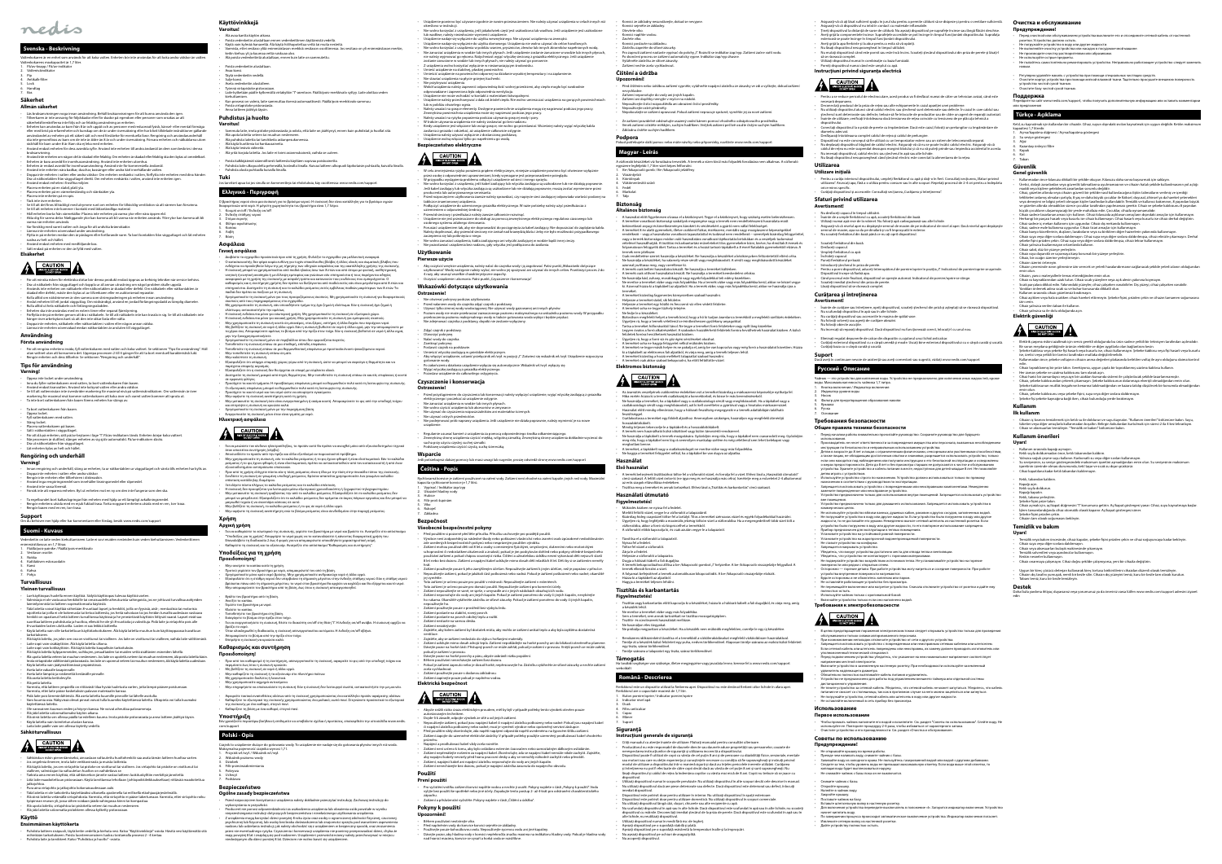## Svenska - Beskrivning

### Säkerhet

#### Allmän säkerhet

#### Elsäkerhet

### Användning

#### Första användning

#### Tips för användning

##### Varning!

### Rengöring och underhåll

##### Varning!

### Support

## Suomi - Kuvaus

### Turvallisuus

#### Yleinen turvallisuus

#### Sähköturvallisuus

### Käyttö

#### Ensimmäinen käyttökerta

#### Käyttövinkkejä

##### Varoitus!

### Puhdistus ja huolto

##### Varoitus!

### Tuki

## Ελληνικά - Περιγραφή

### Ασφάλεια

#### Γενική ασφάλεια

#### Ηλεκτρική ασφάλεια

### Χρήση

#### Αρχική χρήση

#### Υποδείξεις για τη χρήση

##### Προειδοποίηση!

### Καθαρισμός και συντήρηση

##### Προειδοποίηση!

### Υποστήριξη

## Polski - Opis

### Bezpieczeństwo

#### Ogólne zasady bezpieczeństwa

#### Bezpieczeństwo elektryczne

### Użytkowanie

#### Pierwsze użycie

#### Wskazówki dotyczące użytkowania

##### Ostrzeżenie!

### Czyszczenie i konserwacja

##### Ostrzeżenie!

### Wsparcie

## Čeština - Popis

### Bezpečnost

#### Všeobecné bezpečnostní pokyny

#### Elektrická bezpečnost

### Použití

#### První použití

#### Pokyny k použití

##### Upozornění!

### Čištění a údržba

##### Upozornění!

### Podpora

## Magyar - Leírás

### Biztonság

#### Általános biztonság

#### Elektromos biztonság

### Használat

#### Első használat

#### Használati útmutató

##### Figyelmeztetés!

### Tisztítás és karbantartás

##### Figyelmeztetés!

### Támogatás

## Română - Descrierea

### Siguranță

#### Instrucțiuni generale de siguranță

#### Instrucțiuni privind siguranța electrică

### Utilizare

#### Utilizare inițială

#### Sfaturi privind utilizarea

##### Avertisment!

### Curățare și întreținere

##### Avertisment!

### Suport

## Русский - Описание

### Требования безопасности

#### Общие правила техники безопасности

#### Требования к электробезопасности

### Использование

#### Первое использование

#### Советы по использованию

##### Предупреждение!

### Очистка и обслуживание

##### Предупреждение!

### Поддержка

## Türkçe - Açıklama

### Güvenlik

#### Genel güvenlik

#### Elektrik güvenliği

### Kullanım

#### İlk kullanım

#### Kullanım önerileri

##### Uyarı!

### Temizlik ve bakım

##### Uyarı!

### Destek